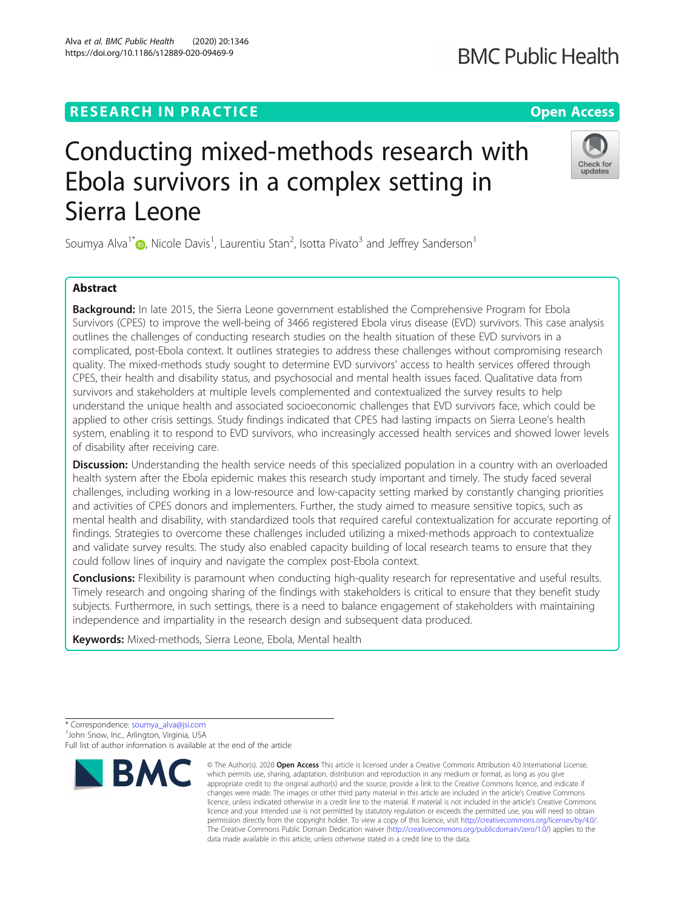RESEARCH IN PRACTICE

Open Access

# Conducting mixed-methods research with Ebola survivors in a complex setting in Sierra Leone

Soumya Alva[1*], Nicole Davis[1], Laurentiu Stan[2], Isotta Pivato[3] and Jeffrey Sanderson[1]

## Abstract

**Background:** In late 2015, the Sierra Leone government established the Comprehensive Program for Ebola Survivors (CPES) to improve the well-being of 3466 registered Ebola virus disease (EVD) survivors. This case analysis outlines the challenges of conducting research studies on the health situation of these EVD survivors in a complicated, post-Ebola context. It outlines strategies to address these challenges without compromising research quality. The mixed-methods study sought to determine EVD survivors' access to health services offered through CPES, their health and disability status, and psychosocial and mental health issues faced. Qualitative data from survivors and stakeholders at multiple levels complemented and contextualized the survey results to help understand the unique health and associated socioeconomic challenges that EVD survivors face, which could be applied to other crisis settings. Study findings indicated that CPES had lasting impacts on Sierra Leone's health system, enabling it to respond to EVD survivors, who increasingly accessed health services and showed lower levels of disability after receiving care.

**Discussion:** Understanding the health service needs of this specialized population in a country with an overloaded health system after the Ebola epidemic makes this research study important and timely. The study faced several challenges, including working in a low-resource and low-capacity setting marked by constantly changing priorities and activities of CPES donors and implementers. Further, the study aimed to measure sensitive topics, such as mental health and disability, with standardized tools that required careful contextualization for accurate reporting of findings. Strategies to overcome these challenges included utilizing a mixed-methods approach to contextualize and validate survey results. The study also enabled capacity building of local research teams to ensure that they could follow lines of inquiry and navigate the complex post-Ebola context.

**Conclusions:** Flexibility is paramount when conducting high-quality research for representative and useful results. Timely research and ongoing sharing of the findings with stakeholders is critical to ensure that they benefit study subjects. Furthermore, in such settings, there is a need to balance engagement of stakeholders with maintaining independence and impartiality in the research design and subsequent data produced.

**Keywords:** Mixed-methods, Sierra Leone, Ebola, Mental health

* Correspondence: soumya_alva@jsi.com
[1]John Snow, Inc., Arlington, Virginia, USA
Full list of author information is available at the end of the article

© The Author(s). 2020 **Open Access** This article is licensed under a Creative Commons Attribution 4.0 International License, which permits use, sharing, adaptation, distribution and reproduction in any medium or format, as long as you give appropriate credit to the original author(s) and the source, provide a link to the Creative Commons licence, and indicate if changes were made. The images or other third party material in this article are included in the article's Creative Commons licence, unless indicated otherwise in a credit line to the material. If material is not included in the article's Creative Commons licence and your intended use is not permitted by statutory regulation or exceeds the permitted use, you will need to obtain permission directly from the copyright holder. To view a copy of this licence, visit http://creativecommons.org/licenses/by/4.0/. The Creative Commons Public Domain Dedication waiver (http://creativecommons.org/publicdomain/zero/1.0/) applies to the data made available in this article, unless otherwise stated in a credit line to the data.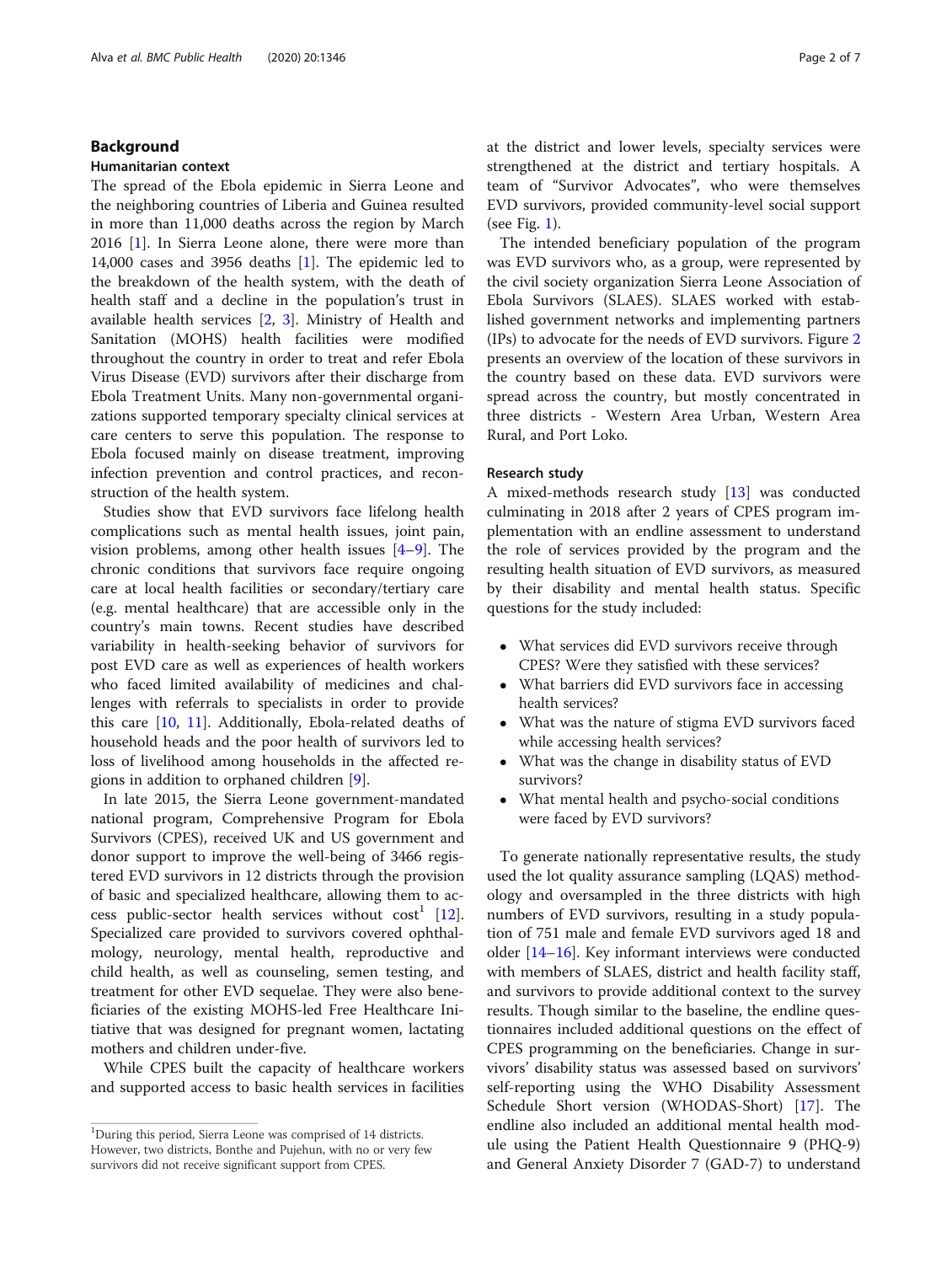## Background

### Humanitarian context

The spread of the Ebola epidemic in Sierra Leone and the neighboring countries of Liberia and Guinea resulted in more than 11,000 deaths across the region by March 2016 [1]. In Sierra Leone alone, there were more than 14,000 cases and 3956 deaths [1]. The epidemic led to the breakdown of the health system, with the death of health staff and a decline in the population's trust in available health services [2, 3]. Ministry of Health and Sanitation (MOHS) health facilities were modified throughout the country in order to treat and refer Ebola Virus Disease (EVD) survivors after their discharge from Ebola Treatment Units. Many non-governmental organizations supported temporary specialty clinical services at care centers to serve this population. The response to Ebola focused mainly on disease treatment, improving infection prevention and control practices, and reconstruction of the health system.

Studies show that EVD survivors face lifelong health complications such as mental health issues, joint pain, vision problems, among other health issues [4–9]. The chronic conditions that survivors face require ongoing care at local health facilities or secondary/tertiary care (e.g. mental healthcare) that are accessible only in the country's main towns. Recent studies have described variability in health-seeking behavior of survivors for post EVD care as well as experiences of health workers who faced limited availability of medicines and challenges with referrals to specialists in order to provide this care [10, 11]. Additionally, Ebola-related deaths of household heads and the poor health of survivors led to loss of livelihood among households in the affected regions in addition to orphaned children [9].

In late 2015, the Sierra Leone government-mandated national program, Comprehensive Program for Ebola Survivors (CPES), received UK and US government and donor support to improve the well-being of 3466 registered EVD survivors in 12 districts through the provision of basic and specialized healthcare, allowing them to access public-sector health services without cost[1] [12]. Specialized care provided to survivors covered ophthalmology, neurology, mental health, reproductive and child health, as well as counseling, semen testing, and treatment for other EVD sequelae. They were also beneficiaries of the existing MOHS-led Free Healthcare Initiative that was designed for pregnant women, lactating mothers and children under-five.

While CPES built the capacity of healthcare workers and supported access to basic health services in facilities at the district and lower levels, specialty services were strengthened at the district and tertiary hospitals. A team of "Survivor Advocates", who were themselves EVD survivors, provided community-level social support (see Fig. 1).

The intended beneficiary population of the program was EVD survivors who, as a group, were represented by the civil society organization Sierra Leone Association of Ebola Survivors (SLAES). SLAES worked with established government networks and implementing partners (IPs) to advocate for the needs of EVD survivors. Figure 2 presents an overview of the location of these survivors in the country based on these data. EVD survivors were spread across the country, but mostly concentrated in three districts - Western Area Urban, Western Area Rural, and Port Loko.

### Research study

A mixed-methods research study [13] was conducted culminating in 2018 after 2 years of CPES program implementation with an endline assessment to understand the role of services provided by the program and the resulting health situation of EVD survivors, as measured by their disability and mental health status. Specific questions for the study included:

- What services did EVD survivors receive through CPES? Were they satisfied with these services?
- What barriers did EVD survivors face in accessing health services?
- What was the nature of stigma EVD survivors faced while accessing health services?
- What was the change in disability status of EVD survivors?
- What mental health and psycho-social conditions were faced by EVD survivors?

To generate nationally representative results, the study used the lot quality assurance sampling (LQAS) methodology and oversampled in the three districts with high numbers of EVD survivors, resulting in a study population of 751 male and female EVD survivors aged 18 and older [14–16]. Key informant interviews were conducted with members of SLAES, district and health facility staff, and survivors to provide additional context to the survey results. Though similar to the baseline, the endline questionnaires included additional questions on the effect of CPES programming on the beneficiaries. Change in survivors' disability status was assessed based on survivors' self-reporting using the WHO Disability Assessment Schedule Short version (WHODAS-Short) [17]. The endline also included an additional mental health module using the Patient Health Questionnaire 9 (PHQ-9) and General Anxiety Disorder 7 (GAD-7) to understand

[1] During this period, Sierra Leone was comprised of 14 districts. However, two districts, Bonthe and Pujehun, with no or very few survivors did not receive significant support from CPES.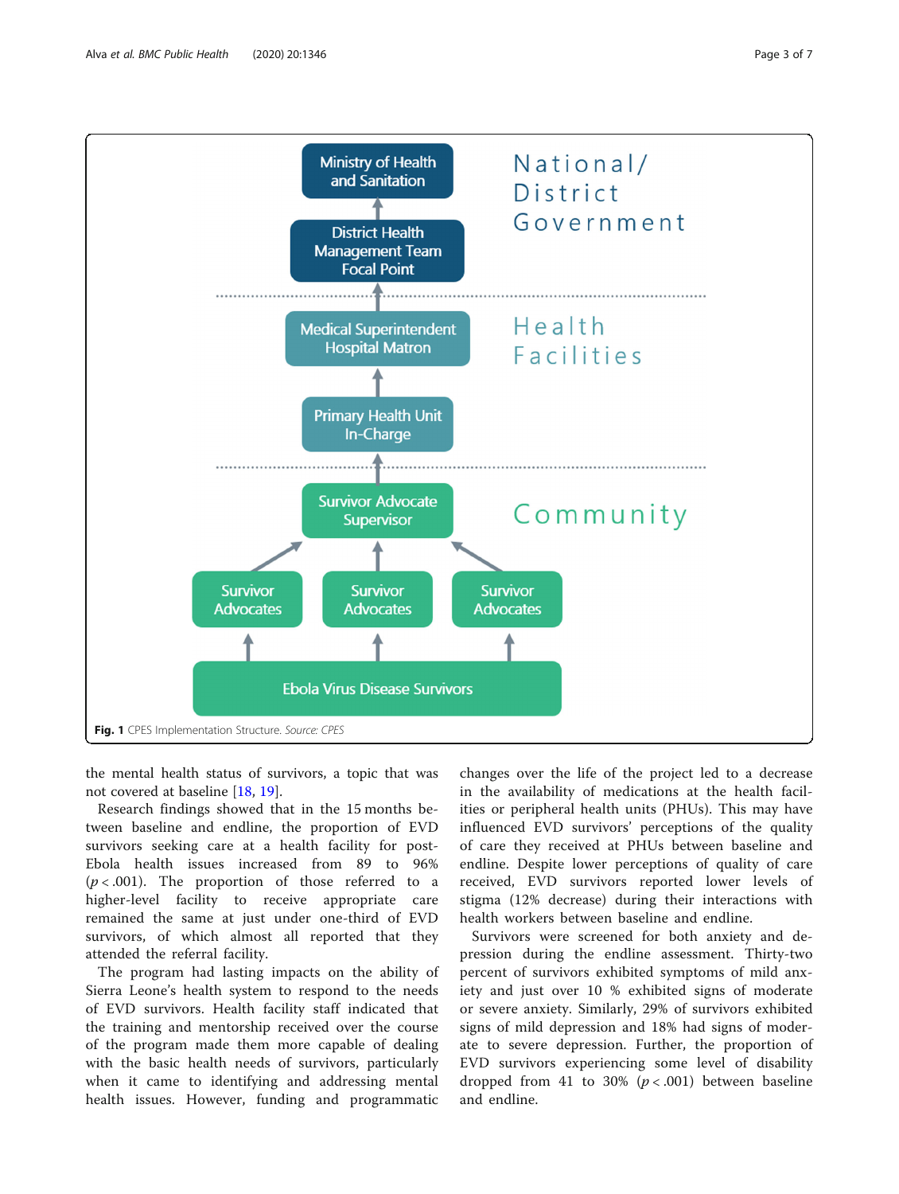**Fig. 1** CPES Implementation Structure. *Source: CPES*

the mental health status of survivors, a topic that was not covered at baseline [18, 19].

Research findings showed that in the 15 months between baseline and endline, the proportion of EVD survivors seeking care at a health facility for post-Ebola health issues increased from 89 to 96% ($p < .001$). The proportion of those referred to a higher-level facility to receive appropriate care remained the same at just under one-third of EVD survivors, of which almost all reported that they attended the referral facility.

The program had lasting impacts on the ability of Sierra Leone's health system to respond to the needs of EVD survivors. Health facility staff indicated that the training and mentorship received over the course of the program made them more capable of dealing with the basic health needs of survivors, particularly when it came to identifying and addressing mental health issues. However, funding and programmatic changes over the life of the project led to a decrease in the availability of medications at the health facilities or peripheral health units (PHUs). This may have influenced EVD survivors' perceptions of the quality of care they received at PHUs between baseline and endline. Despite lower perceptions of quality of care received, EVD survivors reported lower levels of stigma (12% decrease) during their interactions with health workers between baseline and endline.

Survivors were screened for both anxiety and depression during the endline assessment. Thirty-two percent of survivors exhibited symptoms of mild anxiety and just over 10 % exhibited signs of moderate or severe anxiety. Similarly, 29% of survivors exhibited signs of mild depression and 18% had signs of moderate to severe depression. Further, the proportion of EVD survivors experiencing some level of disability dropped from 41 to 30% ($p < .001$) between baseline and endline.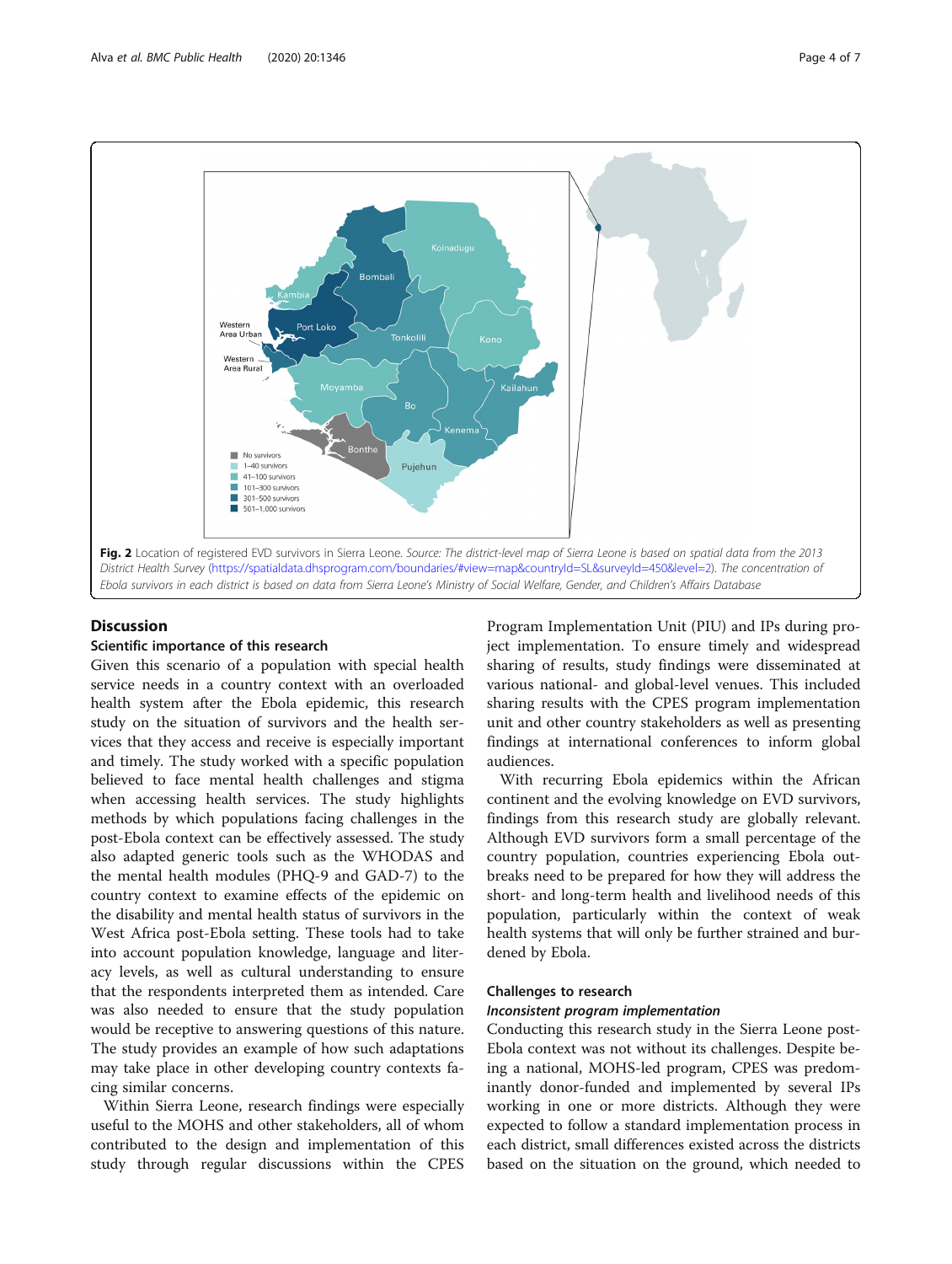**Fig. 2** Location of registered EVD survivors in Sierra Leone. *Source: The district-level map of Sierra Leone is based on spatial data from the 2013 District Health Survey (https://spatialdata.dhsprogram.com/boundaries/#view=map&countryId=SL&surveyId=450&level=2). The concentration of Ebola survivors in each district is based on data from Sierra Leone's Ministry of Social Welfare, Gender, and Children's Affairs Database*

## Discussion

### Scientific importance of this research

Given this scenario of a population with special health service needs in a country context with an overloaded health system after the Ebola epidemic, this research study on the situation of survivors and the health services that they access and receive is especially important and timely. The study worked with a specific population believed to face mental health challenges and stigma when accessing health services. The study highlights methods by which populations facing challenges in the post-Ebola context can be effectively assessed. The study also adapted generic tools such as the WHODAS and the mental health modules (PHQ-9 and GAD-7) to the country context to examine effects of the epidemic on the disability and mental health status of survivors in the West Africa post-Ebola setting. These tools had to take into account population knowledge, language and literacy levels, as well as cultural understanding to ensure that the respondents interpreted them as intended. Care was also needed to ensure that the study population would be receptive to answering questions of this nature. The study provides an example of how such adaptations may take place in other developing country contexts facing similar concerns.

Within Sierra Leone, research findings were especially useful to the MOHS and other stakeholders, all of whom contributed to the design and implementation of this study through regular discussions within the CPES Program Implementation Unit (PIU) and IPs during project implementation. To ensure timely and widespread sharing of results, study findings were disseminated at various national- and global-level venues. This included sharing results with the CPES program implementation unit and other country stakeholders as well as presenting findings at international conferences to inform global audiences.

With recurring Ebola epidemics within the African continent and the evolving knowledge on EVD survivors, findings from this research study are globally relevant. Although EVD survivors form a small percentage of the country population, countries experiencing Ebola outbreaks need to be prepared for how they will address the short- and long-term health and livelihood needs of this population, particularly within the context of weak health systems that will only be further strained and burdened by Ebola.

### Challenges to research

#### *Inconsistent program implementation*

Conducting this research study in the Sierra Leone post-Ebola context was not without its challenges. Despite being a national, MOHS-led program, CPES was predominantly donor-funded and implemented by several IPs working in one or more districts. Although they were expected to follow a standard implementation process in each district, small differences existed across the districts based on the situation on the ground, which needed to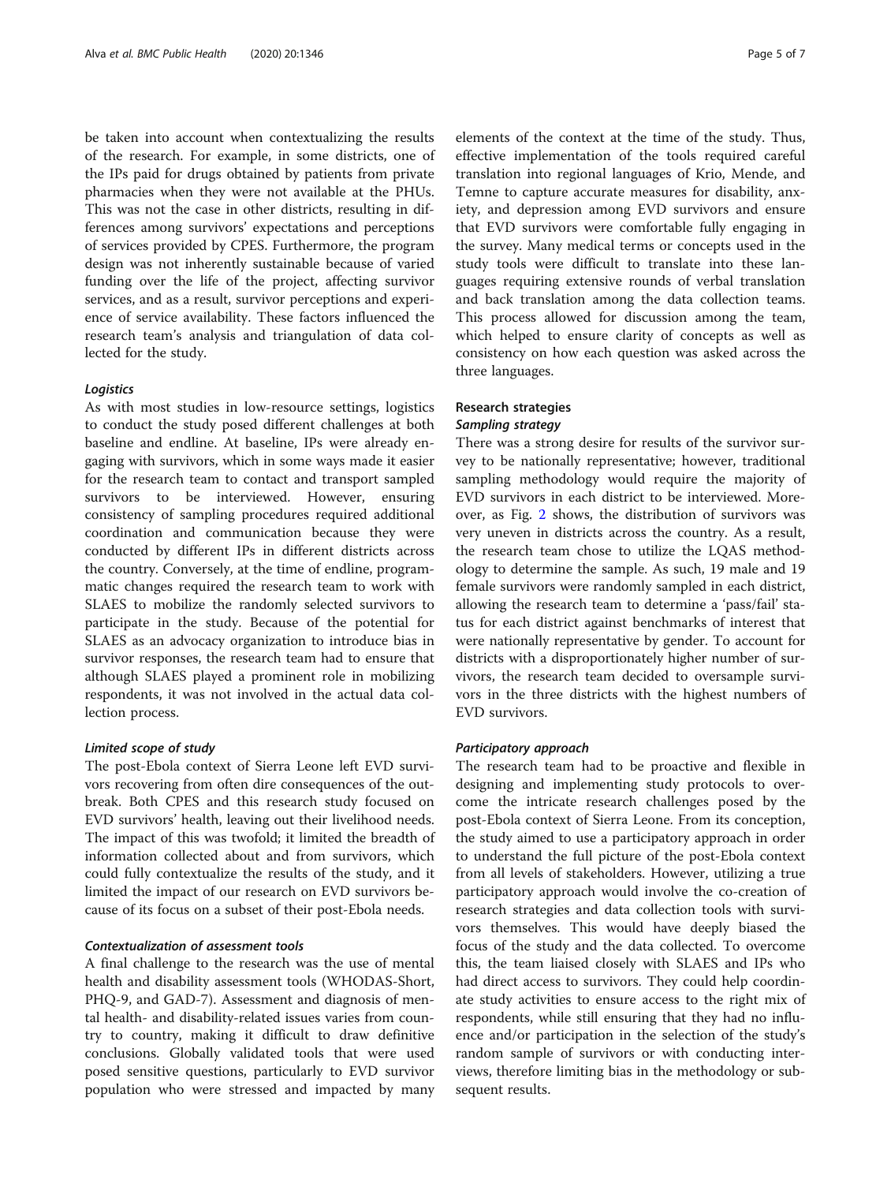be taken into account when contextualizing the results of the research. For example, in some districts, one of the IPs paid for drugs obtained by patients from private pharmacies when they were not available at the PHUs. This was not the case in other districts, resulting in differences among survivors' expectations and perceptions of services provided by CPES. Furthermore, the program design was not inherently sustainable because of varied funding over the life of the project, affecting survivor services, and as a result, survivor perceptions and experience of service availability. These factors influenced the research team's analysis and triangulation of data collected for the study.

#### *Logistics*

As with most studies in low-resource settings, logistics to conduct the study posed different challenges at both baseline and endline. At baseline, IPs were already engaging with survivors, which in some ways made it easier for the research team to contact and transport sampled survivors to be interviewed. However, ensuring consistency of sampling procedures required additional coordination and communication because they were conducted by different IPs in different districts across the country. Conversely, at the time of endline, programmatic changes required the research team to work with SLAES to mobilize the randomly selected survivors to participate in the study. Because of the potential for SLAES as an advocacy organization to introduce bias in survivor responses, the research team had to ensure that although SLAES played a prominent role in mobilizing respondents, it was not involved in the actual data collection process.

#### *Limited scope of study*

The post-Ebola context of Sierra Leone left EVD survivors recovering from often dire consequences of the outbreak. Both CPES and this research study focused on EVD survivors' health, leaving out their livelihood needs. The impact of this was twofold; it limited the breadth of information collected about and from survivors, which could fully contextualize the results of the study, and it limited the impact of our research on EVD survivors because of its focus on a subset of their post-Ebola needs.

#### *Contextualization of assessment tools*

A final challenge to the research was the use of mental health and disability assessment tools (WHODAS-Short, PHQ-9, and GAD-7). Assessment and diagnosis of mental health- and disability-related issues varies from country to country, making it difficult to draw definitive conclusions. Globally validated tools that were used posed sensitive questions, particularly to EVD survivor population who were stressed and impacted by many elements of the context at the time of the study. Thus, effective implementation of the tools required careful translation into regional languages of Krio, Mende, and Temne to capture accurate measures for disability, anxiety, and depression among EVD survivors and ensure that EVD survivors were comfortable fully engaging in the survey. Many medical terms or concepts used in the study tools were difficult to translate into these languages requiring extensive rounds of verbal translation and back translation among the data collection teams. This process allowed for discussion among the team, which helped to ensure clarity of concepts as well as consistency on how each question was asked across the three languages.

### Research strategies

#### *Sampling strategy*

There was a strong desire for results of the survivor survey to be nationally representative; however, traditional sampling methodology would require the majority of EVD survivors in each district to be interviewed. Moreover, as Fig. 2 shows, the distribution of survivors was very uneven in districts across the country. As a result, the research team chose to utilize the LQAS methodology to determine the sample. As such, 19 male and 19 female survivors were randomly sampled in each district, allowing the research team to determine a 'pass/fail' status for each district against benchmarks of interest that were nationally representative by gender. To account for districts with a disproportionately higher number of survivors, the research team decided to oversample survivors in the three districts with the highest numbers of EVD survivors.

#### *Participatory approach*

The research team had to be proactive and flexible in designing and implementing study protocols to overcome the intricate research challenges posed by the post-Ebola context of Sierra Leone. From its conception, the study aimed to use a participatory approach in order to understand the full picture of the post-Ebola context from all levels of stakeholders. However, utilizing a true participatory approach would involve the co-creation of research strategies and data collection tools with survivors themselves. This would have deeply biased the focus of the study and the data collected. To overcome this, the team liaised closely with SLAES and IPs who had direct access to survivors. They could help coordinate study activities to ensure access to the right mix of respondents, while still ensuring that they had no influence and/or participation in the selection of the study's random sample of survivors or with conducting interviews, therefore limiting bias in the methodology or subsequent results.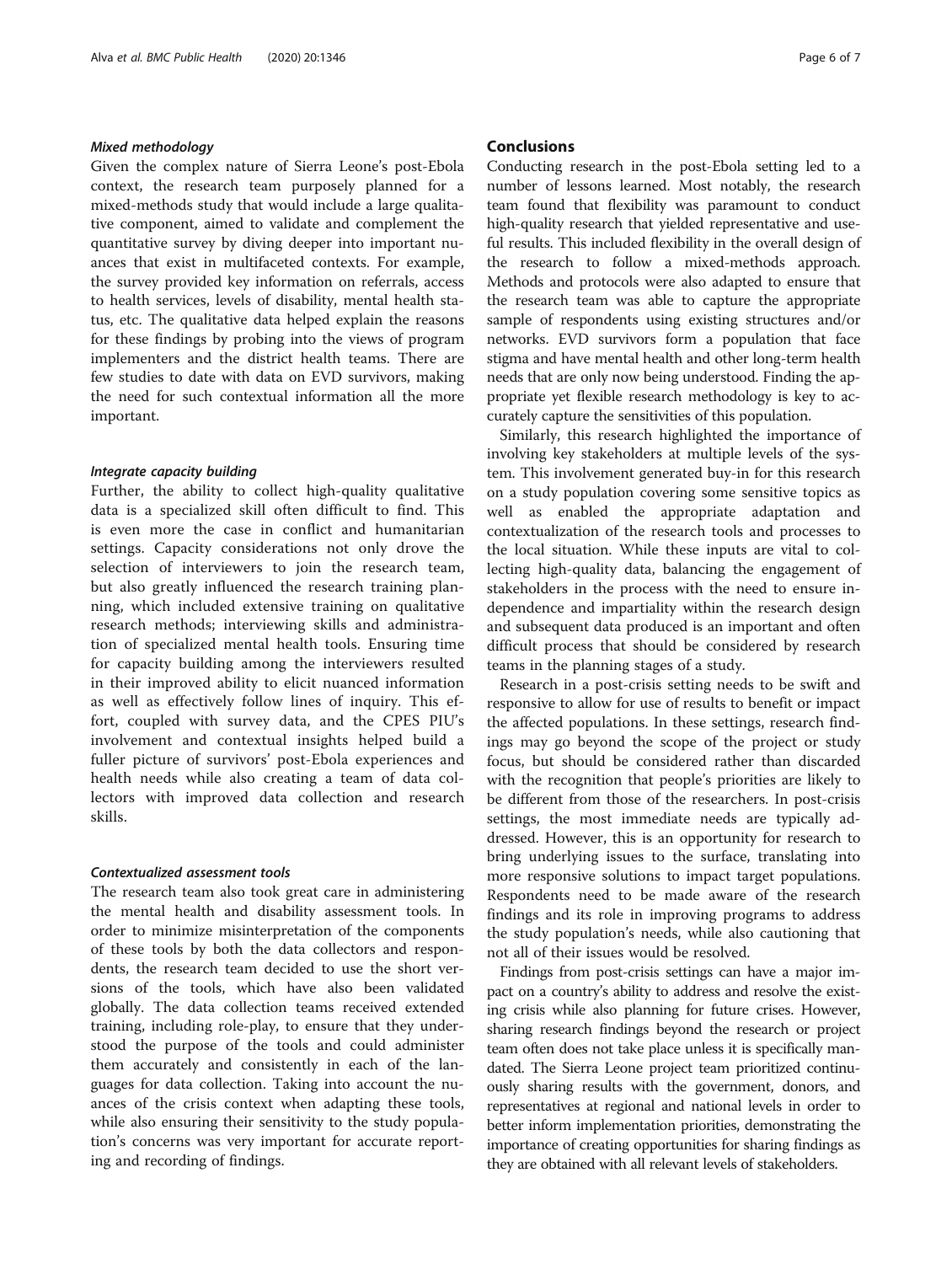#### *Mixed methodology*

Given the complex nature of Sierra Leone's post-Ebola context, the research team purposely planned for a mixed-methods study that would include a large qualitative component, aimed to validate and complement the quantitative survey by diving deeper into important nuances that exist in multifaceted contexts. For example, the survey provided key information on referrals, access to health services, levels of disability, mental health status, etc. The qualitative data helped explain the reasons for these findings by probing into the views of program implementers and the district health teams. There are few studies to date with data on EVD survivors, making the need for such contextual information all the more important.

#### *Integrate capacity building*

Further, the ability to collect high-quality qualitative data is a specialized skill often difficult to find. This is even more the case in conflict and humanitarian settings. Capacity considerations not only drove the selection of interviewers to join the research team, but also greatly influenced the research training planning, which included extensive training on qualitative research methods; interviewing skills and administration of specialized mental health tools. Ensuring time for capacity building among the interviewers resulted in their improved ability to elicit nuanced information as well as effectively follow lines of inquiry. This effort, coupled with survey data, and the CPES PIU's involvement and contextual insights helped build a fuller picture of survivors' post-Ebola experiences and health needs while also creating a team of data collectors with improved data collection and research skills.

#### *Contextualized assessment tools*

The research team also took great care in administering the mental health and disability assessment tools. In order to minimize misinterpretation of the components of these tools by both the data collectors and respondents, the research team decided to use the short versions of the tools, which have also been validated globally. The data collection teams received extended training, including role-play, to ensure that they understood the purpose of the tools and could administer them accurately and consistently in each of the languages for data collection. Taking into account the nuances of the crisis context when adapting these tools, while also ensuring their sensitivity to the study population's concerns was very important for accurate reporting and recording of findings.

## Conclusions

Conducting research in the post-Ebola setting led to a number of lessons learned. Most notably, the research team found that flexibility was paramount to conduct high-quality research that yielded representative and useful results. This included flexibility in the overall design of the research to follow a mixed-methods approach. Methods and protocols were also adapted to ensure that the research team was able to capture the appropriate sample of respondents using existing structures and/or networks. EVD survivors form a population that face stigma and have mental health and other long-term health needs that are only now being understood. Finding the appropriate yet flexible research methodology is key to accurately capture the sensitivities of this population.

Similarly, this research highlighted the importance of involving key stakeholders at multiple levels of the system. This involvement generated buy-in for this research on a study population covering some sensitive topics as well as enabled the appropriate adaptation and contextualization of the research tools and processes to the local situation. While these inputs are vital to collecting high-quality data, balancing the engagement of stakeholders in the process with the need to ensure independence and impartiality within the research design and subsequent data produced is an important and often difficult process that should be considered by research teams in the planning stages of a study.

Research in a post-crisis setting needs to be swift and responsive to allow for use of results to benefit or impact the affected populations. In these settings, research findings may go beyond the scope of the project or study focus, but should be considered rather than discarded with the recognition that people's priorities are likely to be different from those of the researchers. In post-crisis settings, the most immediate needs are typically addressed. However, this is an opportunity for research to bring underlying issues to the surface, translating into more responsive solutions to impact target populations. Respondents need to be made aware of the research findings and its role in improving programs to address the study population's needs, while also cautioning that not all of their issues would be resolved.

Findings from post-crisis settings can have a major impact on a country's ability to address and resolve the existing crisis while also planning for future crises. However, sharing research findings beyond the research or project team often does not take place unless it is specifically mandated. The Sierra Leone project team prioritized continuously sharing results with the government, donors, and representatives at regional and national levels in order to better inform implementation priorities, demonstrating the importance of creating opportunities for sharing findings as they are obtained with all relevant levels of stakeholders.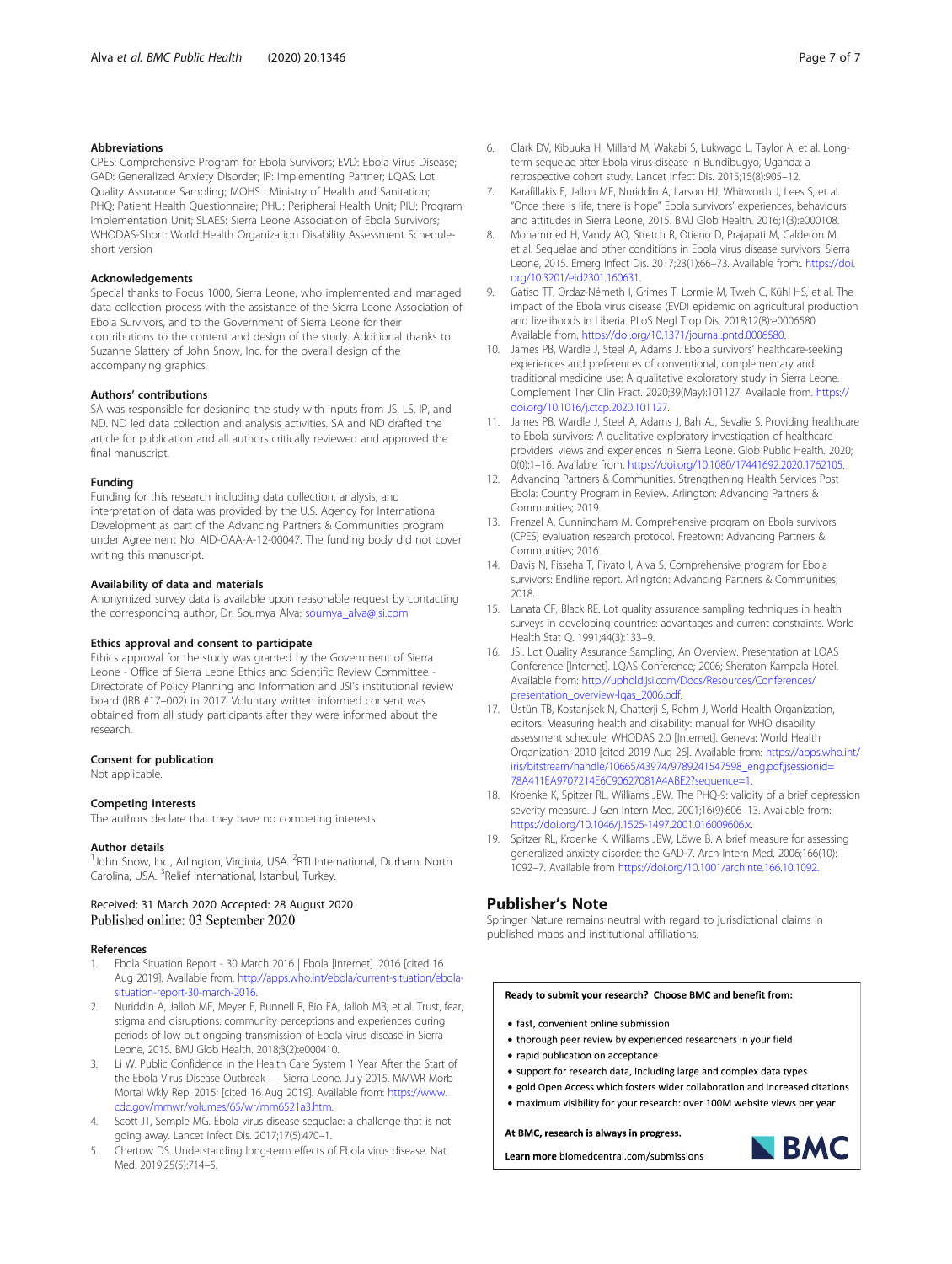### Abbreviations

CPES: Comprehensive Program for Ebola Survivors; EVD: Ebola Virus Disease; GAD: Generalized Anxiety Disorder; IP: Implementing Partner; LQAS: Lot Quality Assurance Sampling; MOHS : Ministry of Health and Sanitation; PHQ: Patient Health Questionnaire; PHU: Peripheral Health Unit; PIU: Program Implementation Unit; SLAES: Sierra Leone Association of Ebola Survivors; WHODAS-Short: World Health Organization Disability Assessment Schedule-short version

### Acknowledgements

Special thanks to Focus 1000, Sierra Leone, who implemented and managed data collection process with the assistance of the Sierra Leone Association of Ebola Survivors, and to the Government of Sierra Leone for their contributions to the content and design of the study. Additional thanks to Suzanne Slattery of John Snow, Inc. for the overall design of the accompanying graphics.

### Authors' contributions

SA was responsible for designing the study with inputs from JS, LS, IP, and ND. ND led data collection and analysis activities. SA and ND drafted the article for publication and all authors critically reviewed and approved the final manuscript.

### Funding

Funding for this research including data collection, analysis, and interpretation of data was provided by the U.S. Agency for International Development as part of the Advancing Partners & Communities program under Agreement No. AID-OAA-A-12-00047. The funding body did not cover writing this manuscript.

### Availability of data and materials

Anonymized survey data is available upon reasonable request by contacting the corresponding author, Dr. Soumya Alva: soumya_alva@jsi.com

### Ethics approval and consent to participate

Ethics approval for the study was granted by the Government of Sierra Leone - Office of Sierra Leone Ethics and Scientific Review Committee - Directorate of Policy Planning and Information and JSI's institutional review board (IRB #17–002) in 2017. Voluntary written informed consent was obtained from all study participants after they were informed about the research.

### Consent for publication

Not applicable.

### Competing interests

The authors declare that they have no competing interests.

### Author details

[1]John Snow, Inc., Arlington, Virginia, USA. [2]RTI International, Durham, North Carolina, USA. [3]Relief International, Istanbul, Turkey.

Received: 31 March 2020 Accepted: 28 August 2020
Published online: 03 September 2020

### References

1. Ebola Situation Report - 30 March 2016 | Ebola [Internet]. 2016 [cited 16 Aug 2019]. Available from: http://apps.who.int/ebola/current-situation/ebola-situation-report-30-march-2016.
2. Nuriddin A, Jalloh MF, Meyer E, Bunnell R, Bio FA, Jalloh MB, et al. Trust, fear, stigma and disruptions: community perceptions and experiences during periods of low but ongoing transmission of Ebola virus disease in Sierra Leone, 2015. BMJ Glob Health. 2018;3(2):e000410.
3. Li W. Public Confidence in the Health Care System 1 Year After the Start of the Ebola Virus Disease Outbreak — Sierra Leone, July 2015. MMWR Morb Mortal Wkly Rep. 2015; [cited 16 Aug 2019]. Available from: https://www.cdc.gov/mmwr/volumes/65/wr/mm6521a3.htm.
4. Scott JT, Semple MG. Ebola virus disease sequelae: a challenge that is not going away. Lancet Infect Dis. 2017;17(5):470–1.
5. Chertow DS. Understanding long-term effects of Ebola virus disease. Nat Med. 2019;25(5):714–5.
6. Clark DV, Kibuuka H, Millard M, Wakabi S, Lukwago L, Taylor A, et al. Long-term sequelae after Ebola virus disease in Bundibugyo, Uganda: a retrospective cohort study. Lancet Infect Dis. 2015;15(8):905–12.
7. Karafillakis E, Jalloh MF, Nuriddin A, Larson HJ, Whitworth J, Lees S, et al. "Once there is life, there is hope" Ebola survivors' experiences, behaviours and attitudes in Sierra Leone, 2015. BMJ Glob Health. 2016;1(3):e000108.
8. Mohammed H, Vandy AO, Stretch R, Otieno D, Prajapati M, Calderon M, et al. Sequelae and other conditions in Ebola virus disease survivors, Sierra Leone, 2015. Emerg Infect Dis. 2017;23(1):66–73. Available from:. https://doi.org/10.3201/eid2301.160631.
9. Gatiso TT, Ordaz-Németh I, Grimes T, Lormie M, Tweh C, Kühl HS, et al. The impact of the Ebola virus disease (EVD) epidemic on agricultural production and livelihoods in Liberia. PLoS Negl Trop Dis. 2018;12(8):e0006580. Available from. https://doi.org/10.1371/journal.pntd.0006580.
10. James PB, Wardle J, Steel A, Adams J. Ebola survivors' healthcare-seeking experiences and preferences of conventional, complementary and traditional medicine use: A qualitative exploratory study in Sierra Leone. Complement Ther Clin Pract. 2020;39(May):101127. Available from. https://doi.org/10.1016/j.ctcp.2020.101127.
11. James PB, Wardle J, Steel A, Adams J, Bah AJ, Sevalie S. Providing healthcare to Ebola survivors: A qualitative exploratory investigation of healthcare providers' views and experiences in Sierra Leone. Glob Public Health. 2020; 0(0):1–16. Available from. https://doi.org/10.1080/17441692.2020.1762105.
12. Advancing Partners & Communities. Strengthening Health Services Post Ebola: Country Program in Review. Arlington: Advancing Partners & Communities; 2019.
13. Frenzel A, Cunningham M. Comprehensive program on Ebola survivors (CPES) evaluation research protocol. Freetown: Advancing Partners & Communities; 2016.
14. Davis N, Fisseha T, Pivato I, Alva S. Comprehensive program for Ebola survivors: Endline report. Arlington: Advancing Partners & Communities; 2018.
15. Lanata CF, Black RE. Lot quality assurance sampling techniques in health surveys in developing countries: advantages and current constraints. World Health Stat Q. 1991;44(3):133–9.
16. JSI. Lot Quality Assurance Sampling, An Overview. Presentation at LQAS Conference [Internet]. LQAS Conference; 2006; Sheraton Kampala Hotel. Available from: http://uphold.jsi.com/Docs/Resources/Conferences/presentation_overview-lqas_2006.pdf.
17. Üstün TB, Kostanjsek N, Chatterji S, Rehm J, World Health Organization, editors. Measuring health and disability: manual for WHO disability assessment schedule; WHODAS 2.0 [Internet]. Geneva: World Health Organization; 2010 [cited 2019 Aug 26]. Available from: https://apps.who.int/iris/bitstream/handle/10665/43974/9789241547598_eng.pdf;jsessionid=78A411EA9707214E6C90627081A4ABE2?sequence=1.
18. Kroenke K, Spitzer RL, Williams JBW. The PHQ-9: validity of a brief depression severity measure. J Gen Intern Med. 2001;16(9):606–13. Available from: https://doi.org/10.1046/j.1525-1497.2001.016009606.x.
19. Spitzer RL, Kroenke K, Williams JBW, Löwe B. A brief measure for assessing generalized anxiety disorder: the GAD-7. Arch Intern Med. 2006;166(10): 1092–7. Available from https://doi.org/10.1001/archinte.166.10.1092.

## Publisher's Note

Springer Nature remains neutral with regard to jurisdictional claims in published maps and institutional affiliations.

**Ready to submit your research? Choose BMC and benefit from:**

- fast, convenient online submission
- thorough peer review by experienced researchers in your field
- rapid publication on acceptance
- support for research data, including large and complex data types
- gold Open Access which fosters wider collaboration and increased citations
- maximum visibility for your research: over 100M website views per year

**At BMC, research is always in progress.**

**Learn more** biomedcentral.com/submissions

BMC